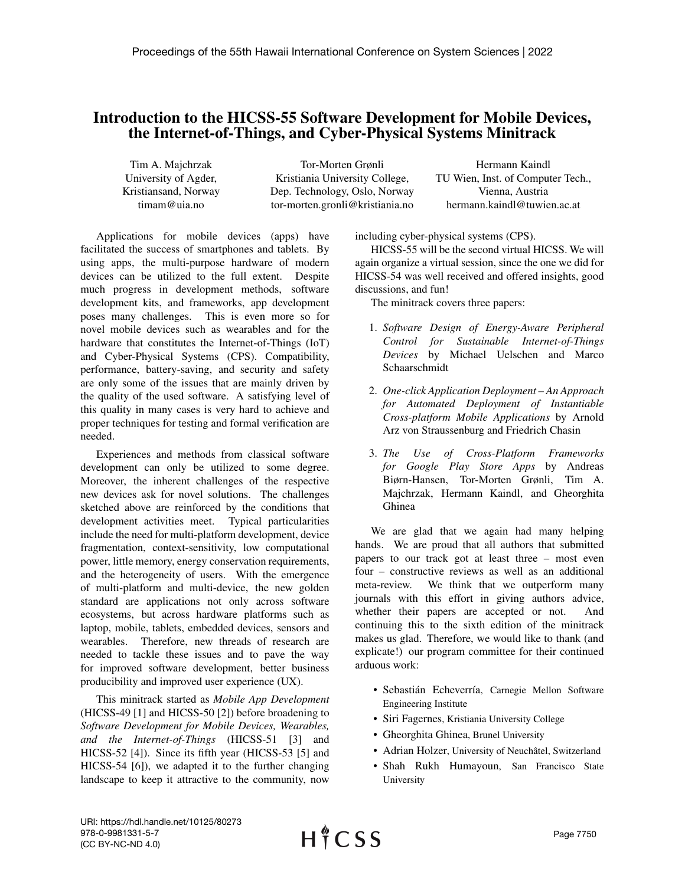# Introduction to the HICSS-55 Software Development for Mobile Devices, the Internet-of-Things, and Cyber-Physical Systems Minitrack

Tim A. Majchrzak
University of Agder,
Kristiansand, Norway
timam@uia.no

Tor-Morten Grønli
Kristiania University College,
Dep. Technology, Oslo, Norway
tor-morten.gronli@kristiania.no

Hermann Kaindl
TU Wien, Inst. of Computer Tech.,
Vienna, Austria
hermann.kaindl@tuwien.ac.at

Applications for mobile devices (apps) have facilitated the success of smartphones and tablets. By using apps, the multi-purpose hardware of modern devices can be utilized to the full extent. Despite much progress in development methods, software development kits, and frameworks, app development poses many challenges. This is even more so for novel mobile devices such as wearables and for the hardware that constitutes the Internet-of-Things (IoT) and Cyber-Physical Systems (CPS). Compatibility, performance, battery-saving, and security and safety are only some of the issues that are mainly driven by the quality of the used software. A satisfying level of this quality in many cases is very hard to achieve and proper techniques for testing and formal verification are needed.

Experiences and methods from classical software development can only be utilized to some degree. Moreover, the inherent challenges of the respective new devices ask for novel solutions. The challenges sketched above are reinforced by the conditions that development activities meet. Typical particularities include the need for multi-platform development, device fragmentation, context-sensitivity, low computational power, little memory, energy conservation requirements, and the heterogeneity of users. With the emergence of multi-platform and multi-device, the new golden standard are applications not only across software ecosystems, but across hardware platforms such as laptop, mobile, tablets, embedded devices, sensors and wearables. Therefore, new threads of research are needed to tackle these issues and to pave the way for improved software development, better business producibility and improved user experience (UX).

This minitrack started as *Mobile App Development* (HICSS-49 [1] and HICSS-50 [2]) before broadening to *Software Development for Mobile Devices, Wearables, and the Internet-of-Things* (HICSS-51 [3] and HICSS-52 [4]). Since its fifth year (HICSS-53 [5] and HICSS-54 [6]), we adapted it to the further changing landscape to keep it attractive to the community, now including cyber-physical systems (CPS).

HICSS-55 will be the second virtual HICSS. We will again organize a virtual session, since the one we did for HICSS-54 was well received and offered insights, good discussions, and fun!

The minitrack covers three papers:

1. *Software Design of Energy-Aware Peripheral Control for Sustainable Internet-of-Things Devices* by Michael Uelschen and Marco Schaarschmidt
2. *One-click Application Deployment – An Approach for Automated Deployment of Instantiable Cross-platform Mobile Applications* by Arnold Arz von Straussenburg and Friedrich Chasin
3. *The Use of Cross-Platform Frameworks for Google Play Store Apps* by Andreas Biørn-Hansen, Tor-Morten Grønli, Tim A. Majchrzak, Hermann Kaindl, and Gheorghita Ghinea

We are glad that we again had many helping hands. We are proud that all authors that submitted papers to our track got at least three – most even four – constructive reviews as well as an additional meta-review. We think that we outperform many journals with this effort in giving authors advice, whether their papers are accepted or not. And continuing this to the sixth edition of the minitrack makes us glad. Therefore, we would like to thank (and explicate!) our program committee for their continued arduous work:

- Sebastián Echeverría, Carnegie Mellon Software Engineering Institute
- Siri Fagernes, Kristiania University College
- Gheorghita Ghinea, Brunel University
- Adrian Holzer, University of Neuchâtel, Switzerland
- Shah Rukh Humayoun, San Francisco State University

URI: https://hdl.handle.net/10125/80273
978-0-9981331-5-7
(CC BY-NC-ND 4.0)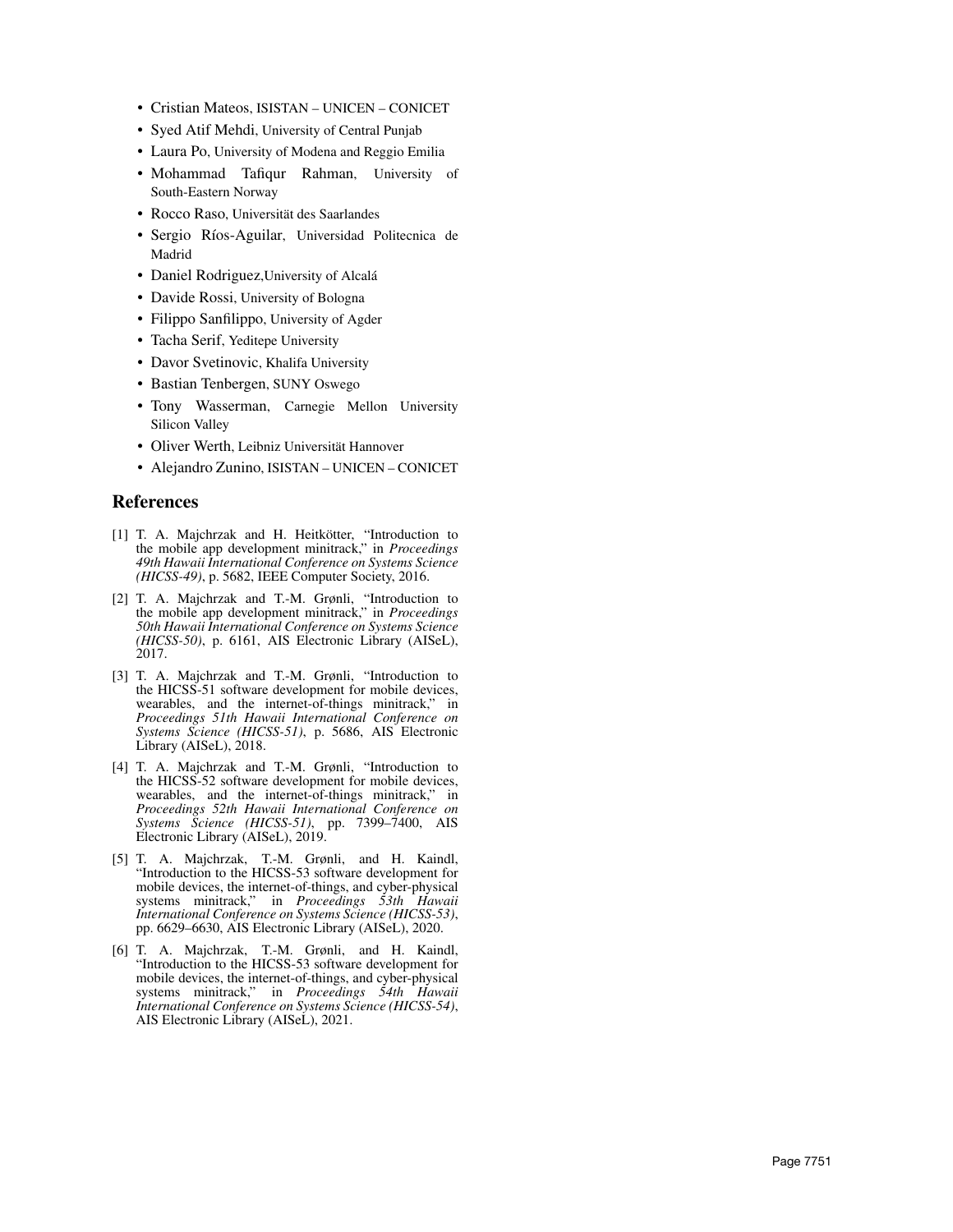- Cristian Mateos, ISISTAN – UNICEN – CONICET
- Syed Atif Mehdi, University of Central Punjab
- Laura Po, University of Modena and Reggio Emilia
- Mohammad Tafiqur Rahman, University of South-Eastern Norway
- Rocco Raso, Universität des Saarlandes
- Sergio Ríos-Aguilar, Universidad Politecnica de Madrid
- Daniel Rodriguez,University of Alcalá
- Davide Rossi, University of Bologna
- Filippo Sanfilippo, University of Agder
- Tacha Serif, Yeditepe University
- Davor Svetinovic, Khalifa University
- Bastian Tenbergen, SUNY Oswego
- Tony Wasserman, Carnegie Mellon University Silicon Valley
- Oliver Werth, Leibniz Universität Hannover
- Alejandro Zunino, ISISTAN – UNICEN – CONICET

## References

[1] T. A. Majchrzak and H. Heitkötter, "Introduction to the mobile app development minitrack," in *Proceedings 49th Hawaii International Conference on Systems Science (HICSS-49)*, p. 5682, IEEE Computer Society, 2016.

[2] T. A. Majchrzak and T.-M. Grønli, "Introduction to the mobile app development minitrack," in *Proceedings 50th Hawaii International Conference on Systems Science (HICSS-50)*, p. 6161, AIS Electronic Library (AISeL), 2017.

[3] T. A. Majchrzak and T.-M. Grønli, "Introduction to the HICSS-51 software development for mobile devices, wearables, and the internet-of-things minitrack," in *Proceedings 51th Hawaii International Conference on Systems Science (HICSS-51)*, p. 5686, AIS Electronic Library (AISeL), 2018.

[4] T. A. Majchrzak and T.-M. Grønli, "Introduction to the HICSS-52 software development for mobile devices, wearables, and the internet-of-things minitrack," in *Proceedings 52th Hawaii International Conference on Systems Science (HICSS-51)*, pp. 7399–7400, AIS Electronic Library (AISeL), 2019.

[5] T. A. Majchrzak, T.-M. Grønli, and H. Kaindl, "Introduction to the HICSS-53 software development for mobile devices, the internet-of-things, and cyber-physical systems minitrack," in *Proceedings 53th Hawaii International Conference on Systems Science (HICSS-53)*, pp. 6629–6630, AIS Electronic Library (AISeL), 2020.

[6] T. A. Majchrzak, T.-M. Grønli, and H. Kaindl, "Introduction to the HICSS-53 software development for mobile devices, the internet-of-things, and cyber-physical systems minitrack," in *Proceedings 54th Hawaii International Conference on Systems Science (HICSS-54)*, AIS Electronic Library (AISeL), 2021.